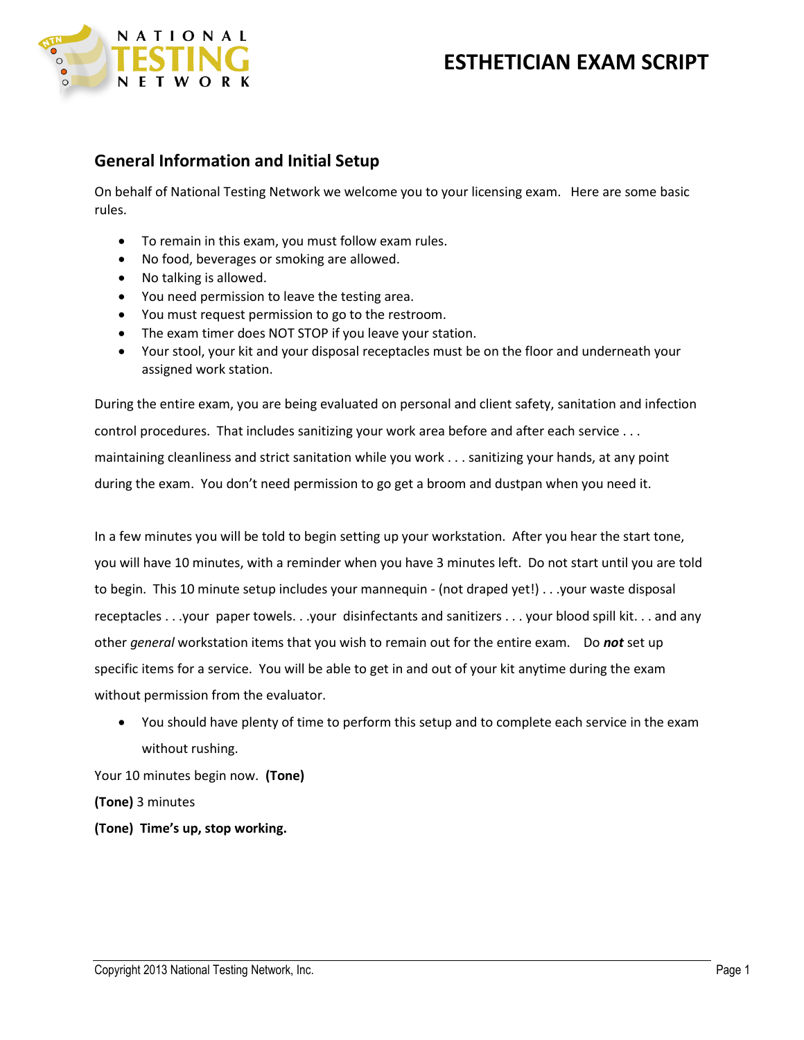# ESTHETICIAN EXAM SCRIPT

## General Information and Initial Setup

On behalf of National Testing Network we welcome you to your licensing exam. Here are some basic rules.

- To remain in this exam, you must follow exam rules.
- No food, beverages or smoking are allowed.
- No talking is allowed.
- You need permission to leave the testing area.
- You must request permission to go to the restroom.
- The exam timer does NOT STOP if you leave your station.
- Your stool, your kit and your disposal receptacles must be on the floor and underneath your assigned work station.

During the entire exam, you are being evaluated on personal and client safety, sanitation and infection control procedures. That includes sanitizing your work area before and after each service . . . maintaining cleanliness and strict sanitation while you work . . . sanitizing your hands, at any point during the exam. You don't need permission to go get a broom and dustpan when you need it.

In a few minutes you will be told to begin setting up your workstation. After you hear the start tone, you will have 10 minutes, with a reminder when you have 3 minutes left. Do not start until you are told to begin. This 10 minute setup includes your mannequin - (not draped yet!) . . .your waste disposal receptacles . . .your paper towels. . .your disinfectants and sanitizers . . . your blood spill kit. . . and any other *general* workstation items that you wish to remain out for the entire exam. Do ***not*** set up specific items for a service. You will be able to get in and out of your kit anytime during the exam without permission from the evaluator.

- You should have plenty of time to perform this setup and to complete each service in the exam without rushing.

Your 10 minutes begin now. **(Tone)**

**(Tone)** 3 minutes

**(Tone) Time's up, stop working.**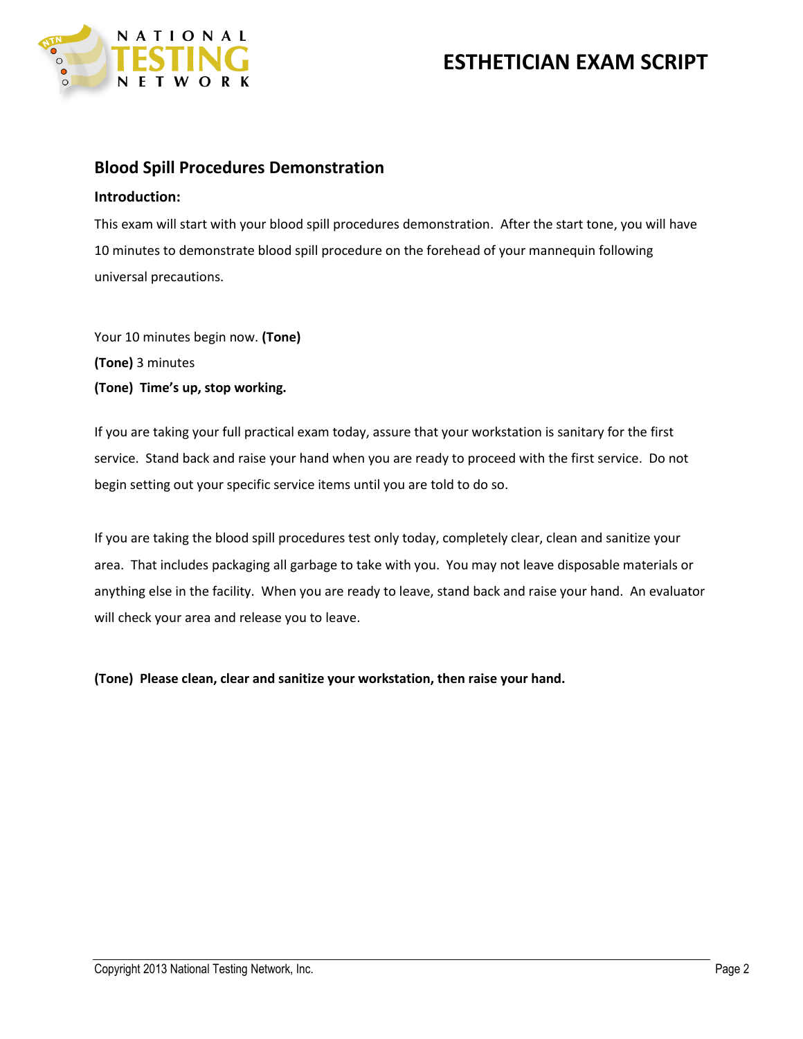## Blood Spill Procedures Demonstration

**Introduction:**

This exam will start with your blood spill procedures demonstration. After the start tone, you will have 10 minutes to demonstrate blood spill procedure on the forehead of your mannequin following universal precautions.

Your 10 minutes begin now. **(Tone)**

**(Tone)** 3 minutes

**(Tone) Time's up, stop working.**

If you are taking your full practical exam today, assure that your workstation is sanitary for the first service. Stand back and raise your hand when you are ready to proceed with the first service. Do not begin setting out your specific service items until you are told to do so.

If you are taking the blood spill procedures test only today, completely clear, clean and sanitize your area. That includes packaging all garbage to take with you. You may not leave disposable materials or anything else in the facility. When you are ready to leave, stand back and raise your hand. An evaluator will check your area and release you to leave.

**(Tone) Please clean, clear and sanitize your workstation, then raise your hand.**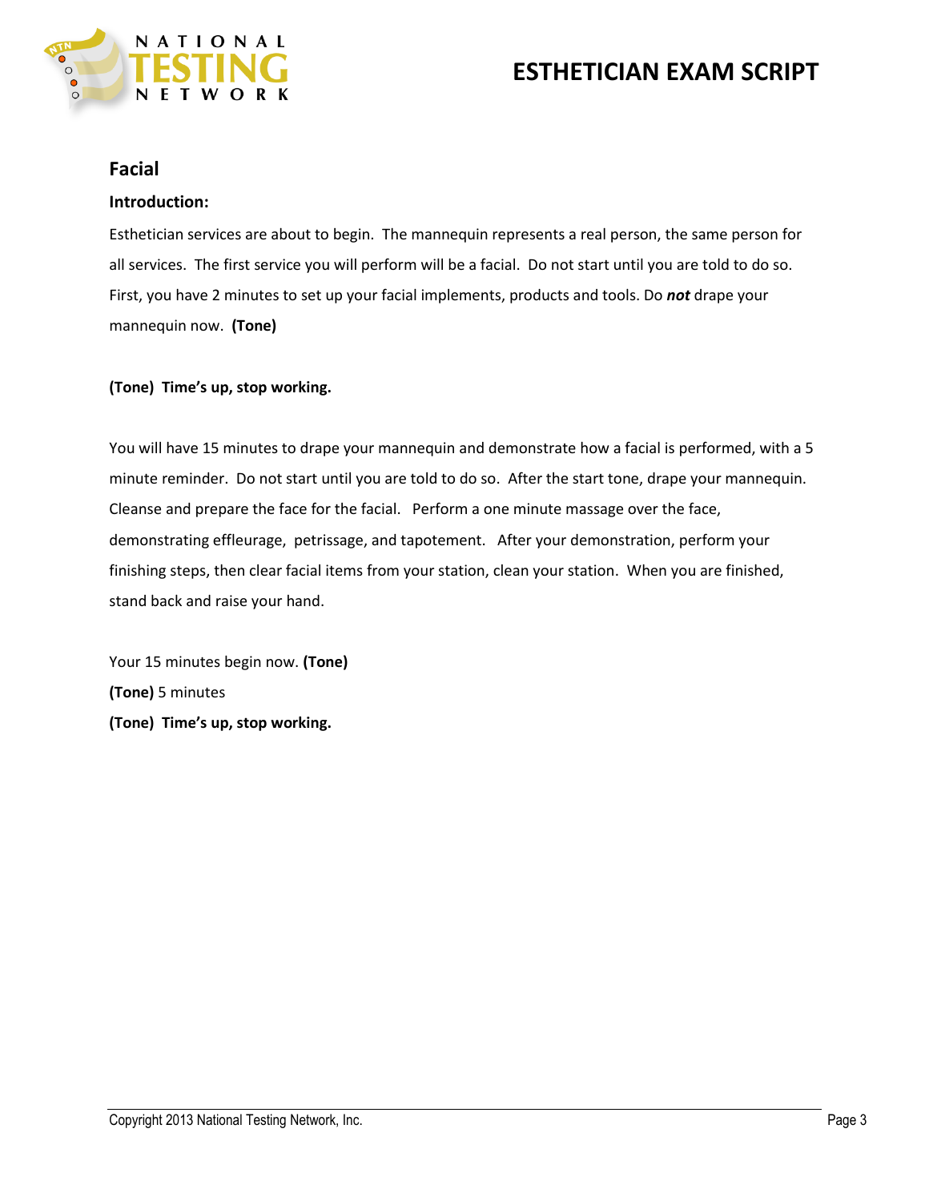# ESTHETICIAN EXAM SCRIPT

## Facial

**Introduction:**

Esthetician services are about to begin. The mannequin represents a real person, the same person for all services. The first service you will perform will be a facial. Do not start until you are told to do so. First, you have 2 minutes to set up your facial implements, products and tools. Do ***not*** drape your mannequin now. **(Tone)**

**(Tone) Time's up, stop working.**

You will have 15 minutes to drape your mannequin and demonstrate how a facial is performed, with a 5 minute reminder. Do not start until you are told to do so. After the start tone, drape your mannequin. Cleanse and prepare the face for the facial. Perform a one minute massage over the face, demonstrating effleurage, petrissage, and tapotement. After your demonstration, perform your finishing steps, then clear facial items from your station, clean your station. When you are finished, stand back and raise your hand.

Your 15 minutes begin now. **(Tone)**

**(Tone)** 5 minutes

**(Tone) Time's up, stop working.**

Copyright 2013 National Testing Network, Inc.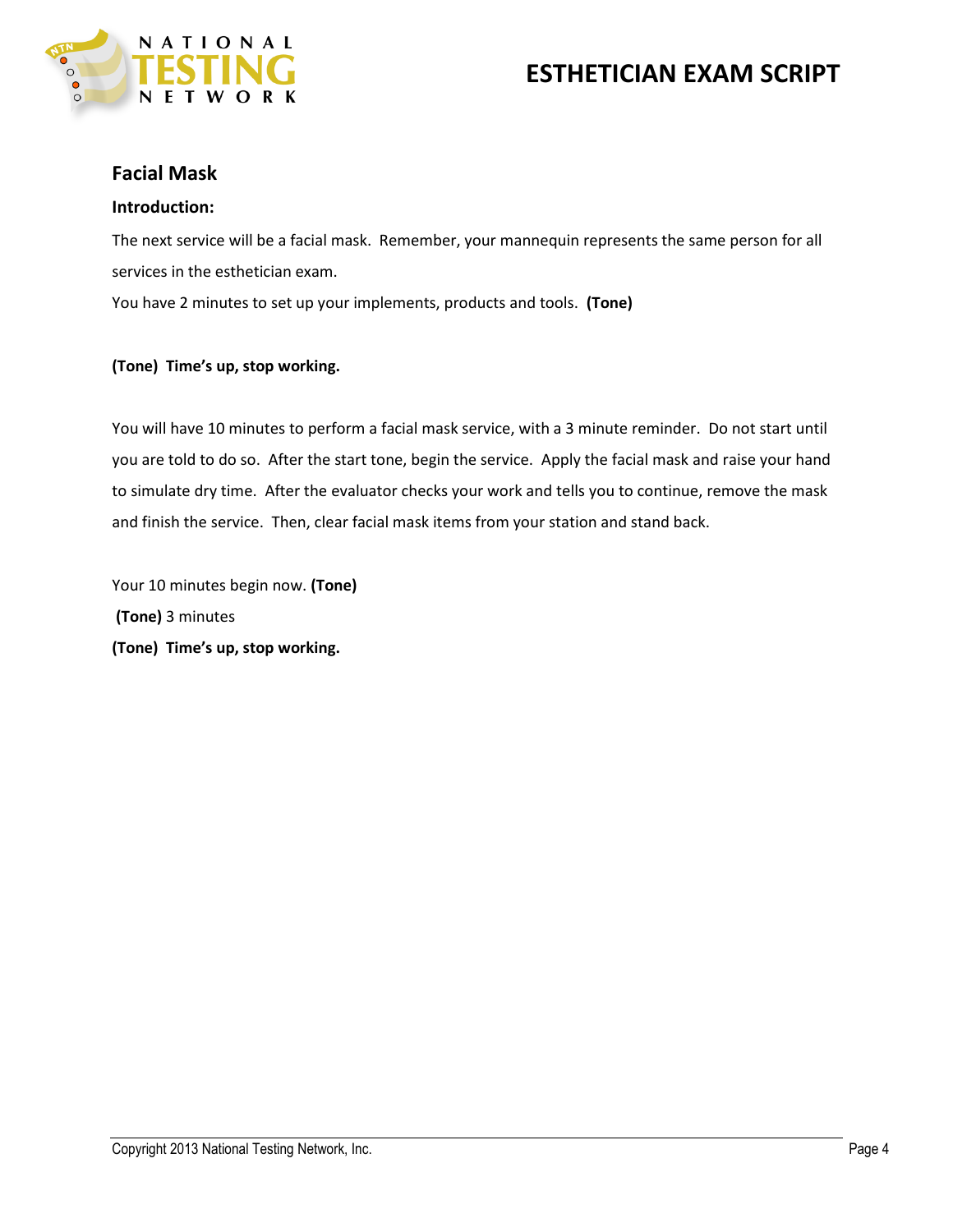## Facial Mask

**Introduction:**

The next service will be a facial mask. Remember, your mannequin represents the same person for all services in the esthetician exam.

You have 2 minutes to set up your implements, products and tools. **(Tone)**

**(Tone) Time's up, stop working.**

You will have 10 minutes to perform a facial mask service, with a 3 minute reminder. Do not start until you are told to do so. After the start tone, begin the service. Apply the facial mask and raise your hand to simulate dry time. After the evaluator checks your work and tells you to continue, remove the mask and finish the service. Then, clear facial mask items from your station and stand back.

Your 10 minutes begin now. **(Tone)**

**(Tone)** 3 minutes

**(Tone) Time's up, stop working.**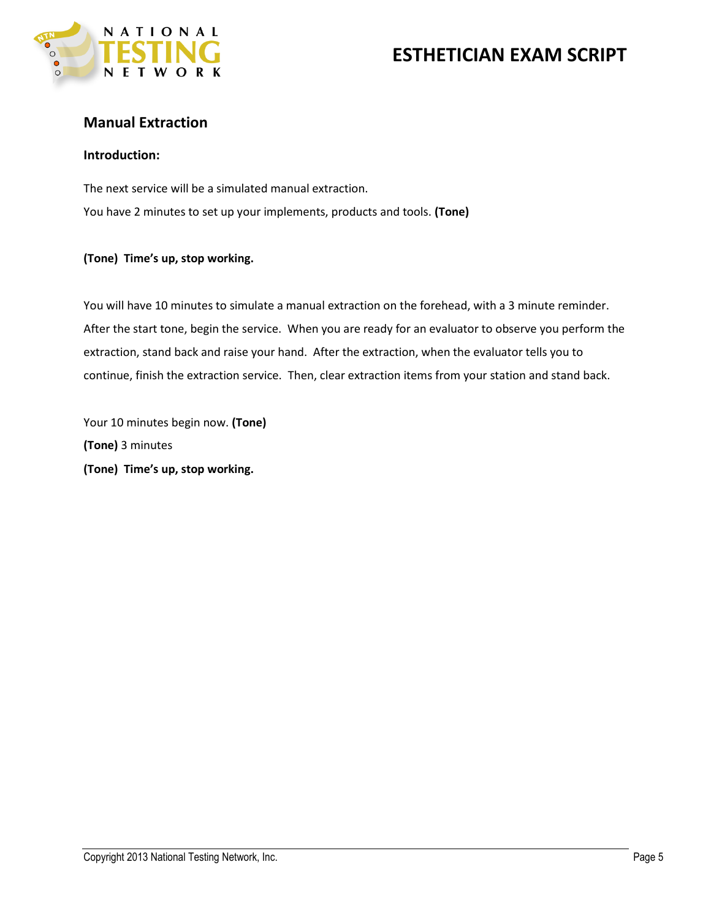## Manual Extraction

**Introduction:**

The next service will be a simulated manual extraction.

You have 2 minutes to set up your implements, products and tools. **(Tone)**

**(Tone) Time's up, stop working.**

You will have 10 minutes to simulate a manual extraction on the forehead, with a 3 minute reminder. After the start tone, begin the service. When you are ready for an evaluator to observe you perform the extraction, stand back and raise your hand. After the extraction, when the evaluator tells you to continue, finish the extraction service. Then, clear extraction items from your station and stand back.

Your 10 minutes begin now. **(Tone)**

**(Tone)** 3 minutes

**(Tone) Time's up, stop working.**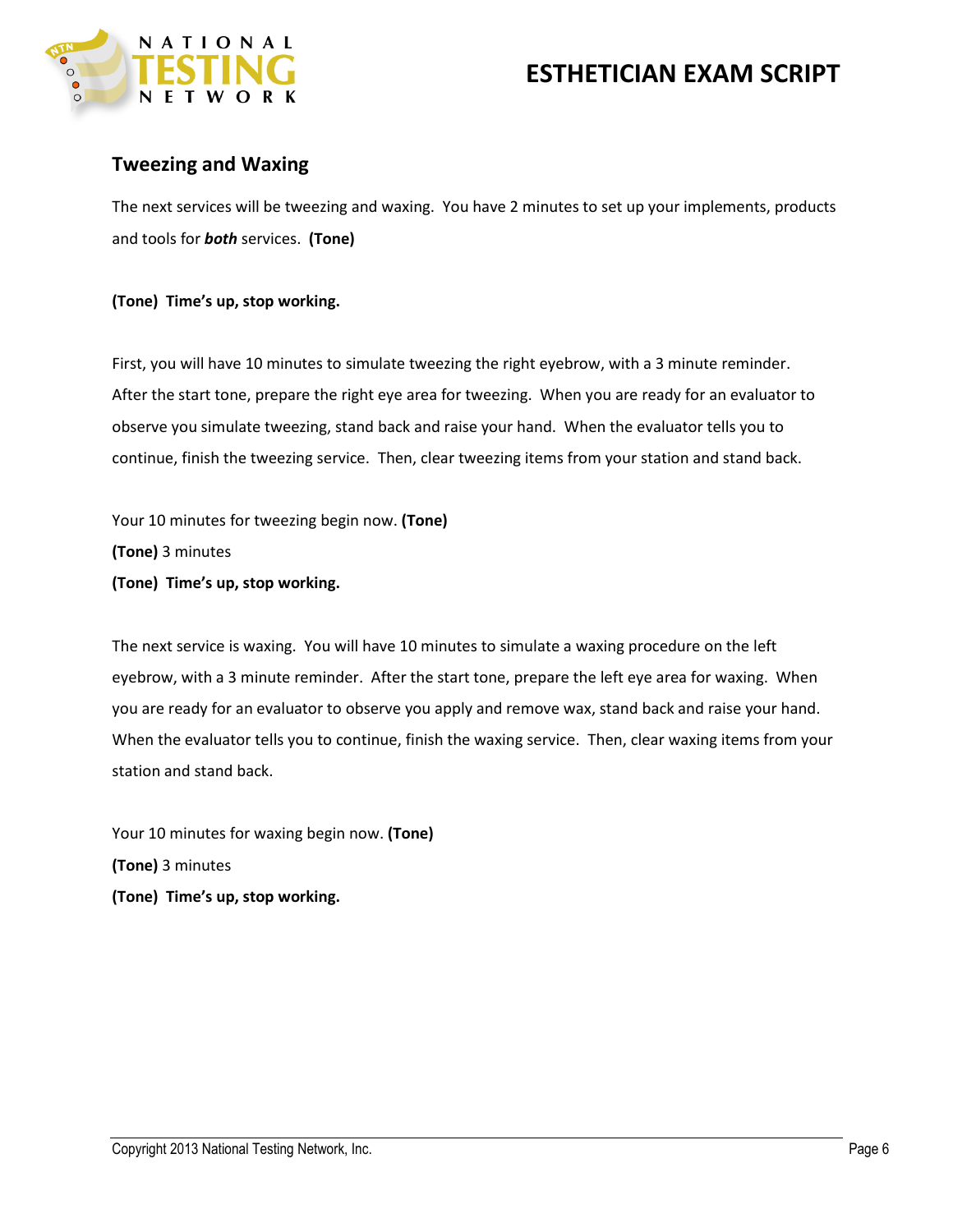## Tweezing and Waxing

The next services will be tweezing and waxing. You have 2 minutes to set up your implements, products and tools for ***both*** services. **(Tone)**

**(Tone) Time's up, stop working.**

First, you will have 10 minutes to simulate tweezing the right eyebrow, with a 3 minute reminder. After the start tone, prepare the right eye area for tweezing. When you are ready for an evaluator to observe you simulate tweezing, stand back and raise your hand. When the evaluator tells you to continue, finish the tweezing service. Then, clear tweezing items from your station and stand back.

Your 10 minutes for tweezing begin now. **(Tone)**

**(Tone)** 3 minutes

**(Tone) Time's up, stop working.**

The next service is waxing. You will have 10 minutes to simulate a waxing procedure on the left eyebrow, with a 3 minute reminder. After the start tone, prepare the left eye area for waxing. When you are ready for an evaluator to observe you apply and remove wax, stand back and raise your hand. When the evaluator tells you to continue, finish the waxing service. Then, clear waxing items from your station and stand back.

Your 10 minutes for waxing begin now. **(Tone)**

**(Tone)** 3 minutes

**(Tone) Time's up, stop working.**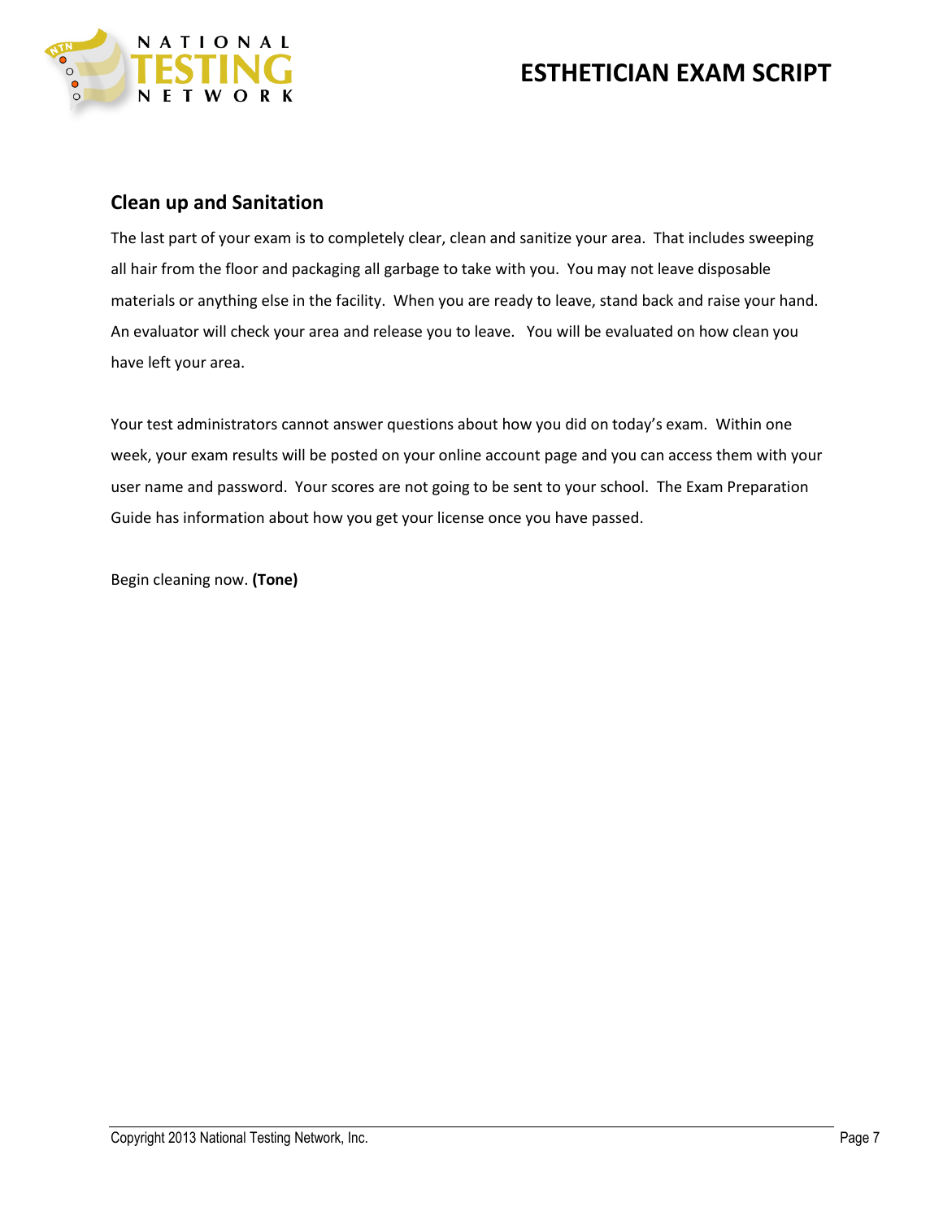## Clean up and Sanitation

The last part of your exam is to completely clear, clean and sanitize your area. That includes sweeping all hair from the floor and packaging all garbage to take with you. You may not leave disposable materials or anything else in the facility. When you are ready to leave, stand back and raise your hand. An evaluator will check your area and release you to leave. You will be evaluated on how clean you have left your area.

Your test administrators cannot answer questions about how you did on today's exam. Within one week, your exam results will be posted on your online account page and you can access them with your user name and password. Your scores are not going to be sent to your school. The Exam Preparation Guide has information about how you get your license once you have passed.

Begin cleaning now. **(Tone)**